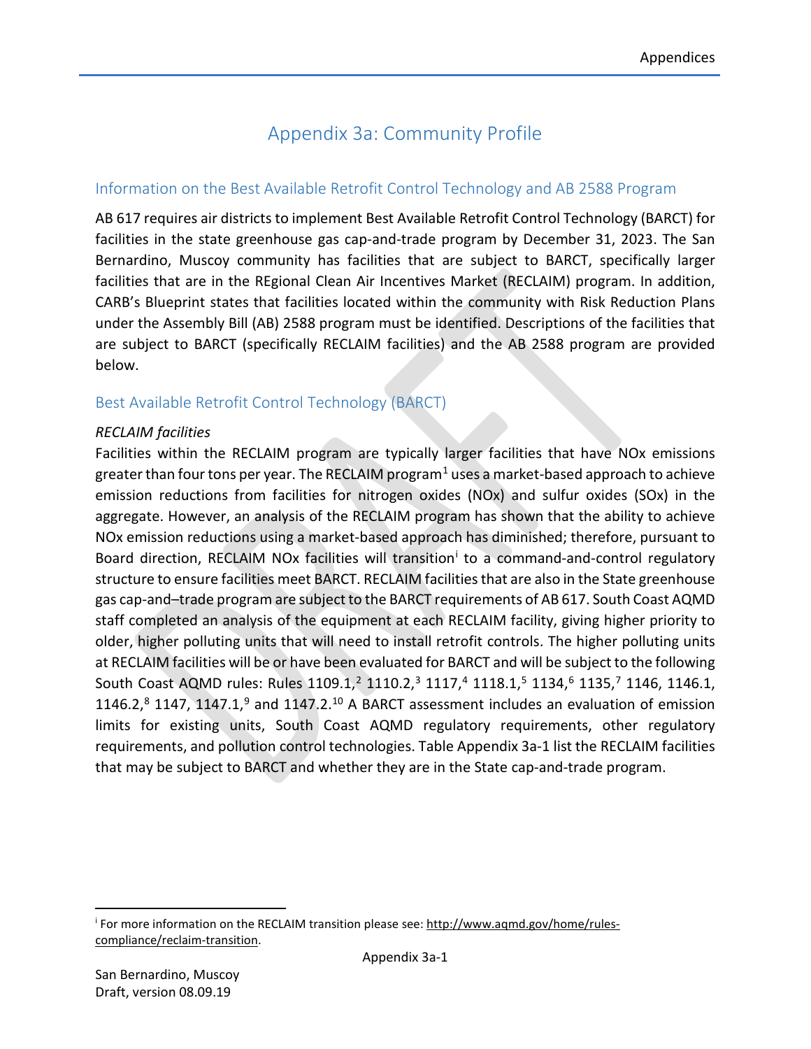# Appendix 3a: Community Profile

## Information on the Best Available Retrofit Control Technology and AB 2588 Program

AB 617 requires air districts to implement Best Available Retrofit Control Technology (BARCT) for facilities in the state greenhouse gas cap-and-trade program by December 31, 2023. The San Bernardino, Muscoy community has facilities that are subject to BARCT, specifically larger facilities that are in the REgional Clean Air Incentives Market (RECLAIM) program. In addition, CARB's Blueprint states that facilities located within the community with Risk Reduction Plans under the Assembly Bill (AB) 2588 program must be identified. Descriptions of the facilities that are subject to BARCT (specifically RECLAIM facilities) and the AB 2588 program are provided below.

## Best Available Retrofit Control Technology (BARCT)

*RECLAIM facilities*

Facilities within the RECLAIM program are typically larger facilities that have NOx emissions greater than four tons per year. The RECLAIM program[1] uses a market-based approach to achieve emission reductions from facilities for nitrogen oxides (NOx) and sulfur oxides (SOx) in the aggregate. However, an analysis of the RECLAIM program has shown that the ability to achieve NOx emission reductions using a market-based approach has diminished; therefore, pursuant to Board direction, RECLAIM NOx facilities will transition[i] to a command-and-control regulatory structure to ensure facilities meet BARCT. RECLAIM facilities that are also in the State greenhouse gas cap-and–trade program are subject to the BARCT requirements of AB 617. South Coast AQMD staff completed an analysis of the equipment at each RECLAIM facility, giving higher priority to older, higher polluting units that will need to install retrofit controls. The higher polluting units at RECLAIM facilities will be or have been evaluated for BARCT and will be subject to the following South Coast AQMD rules: Rules 1109.1,[2] 1110.2,[3] 1117,[4] 1118.1,[5] 1134,[6] 1135,[7] 1146, 1146.1, 1146.2,[8] 1147, 1147.1,[9] and 1147.2.[10] A BARCT assessment includes an evaluation of emission limits for existing units, South Coast AQMD regulatory requirements, other regulatory requirements, and pollution control technologies. Table Appendix 3a-1 list the RECLAIM facilities that may be subject to BARCT and whether they are in the State cap-and-trade program.

---

[i] For more information on the RECLAIM transition please see: http://www.aqmd.gov/home/rules-compliance/reclaim-transition.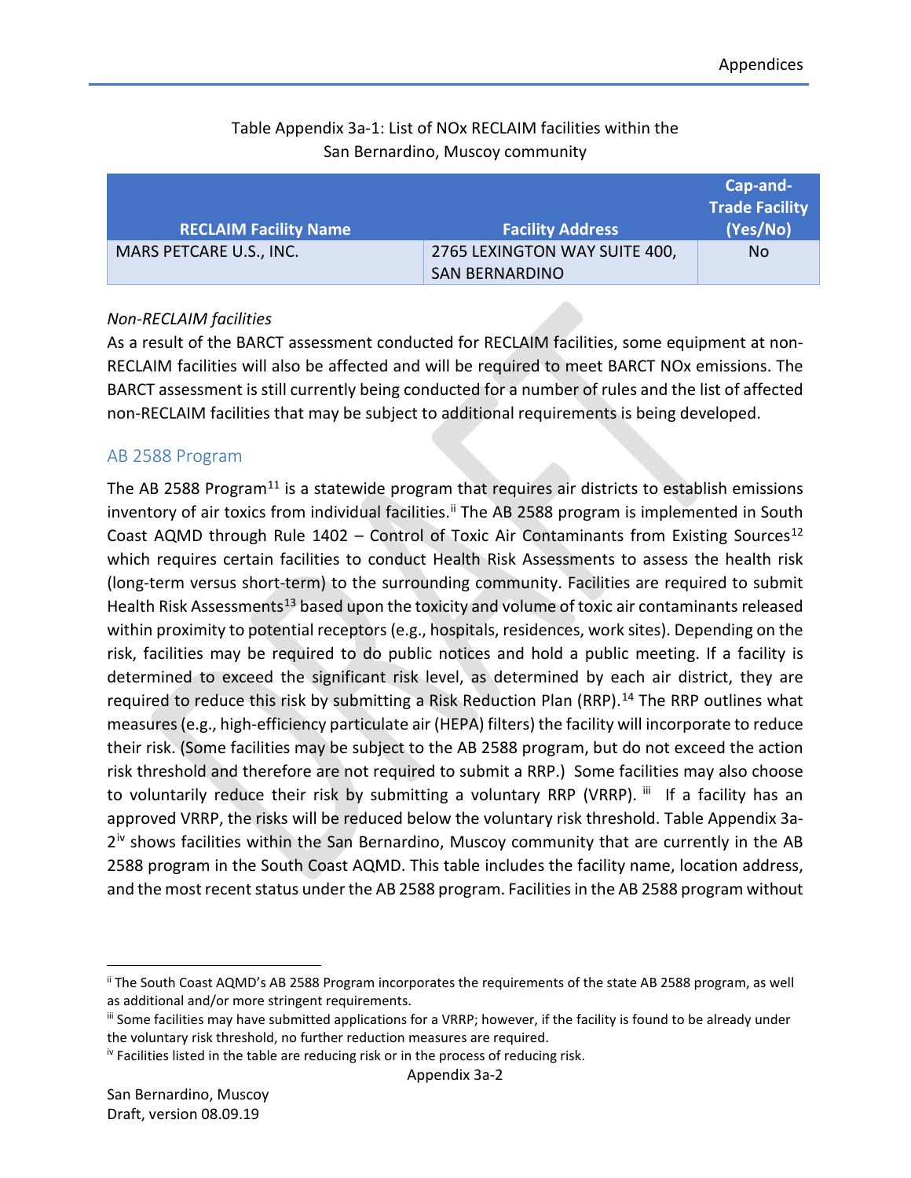Table Appendix 3a-1: List of NOx RECLAIM facilities within the San Bernardino, Muscoy community

| RECLAIM Facility Name | Facility Address | Cap-and-Trade Facility (Yes/No) |
|---|---|---|
| MARS PETCARE U.S., INC. | 2765 LEXINGTON WAY SUITE 400, SAN BERNARDINO | No |

*Non-RECLAIM facilities*

As a result of the BARCT assessment conducted for RECLAIM facilities, some equipment at non-RECLAIM facilities will also be affected and will be required to meet BARCT NOx emissions. The BARCT assessment is still currently being conducted for a number of rules and the list of affected non-RECLAIM facilities that may be subject to additional requirements is being developed.

## AB 2588 Program

The AB 2588 Program[11] is a statewide program that requires air districts to establish emissions inventory of air toxics from individual facilities.[ii] The AB 2588 program is implemented in South Coast AQMD through Rule 1402 – Control of Toxic Air Contaminants from Existing Sources[12] which requires certain facilities to conduct Health Risk Assessments to assess the health risk (long-term versus short-term) to the surrounding community. Facilities are required to submit Health Risk Assessments[13] based upon the toxicity and volume of toxic air contaminants released within proximity to potential receptors (e.g., hospitals, residences, work sites). Depending on the risk, facilities may be required to do public notices and hold a public meeting. If a facility is determined to exceed the significant risk level, as determined by each air district, they are required to reduce this risk by submitting a Risk Reduction Plan (RRP).[14] The RRP outlines what measures (e.g., high-efficiency particulate air (HEPA) filters) the facility will incorporate to reduce their risk. (Some facilities may be subject to the AB 2588 program, but do not exceed the action risk threshold and therefore are not required to submit a RRP.) Some facilities may also choose to voluntarily reduce their risk by submitting a voluntary RRP (VRRP). [iii] If a facility has an approved VRRP, the risks will be reduced below the voluntary risk threshold. Table Appendix 3a-2[iv] shows facilities within the San Bernardino, Muscoy community that are currently in the AB 2588 program in the South Coast AQMD. This table includes the facility name, location address, and the most recent status under the AB 2588 program. Facilities in the AB 2588 program without

---

[ii] The South Coast AQMD's AB 2588 Program incorporates the requirements of the state AB 2588 program, as well as additional and/or more stringent requirements.

[iii] Some facilities may have submitted applications for a VRRP; however, if the facility is found to be already under the voluntary risk threshold, no further reduction measures are required.

[iv] Facilities listed in the table are reducing risk or in the process of reducing risk.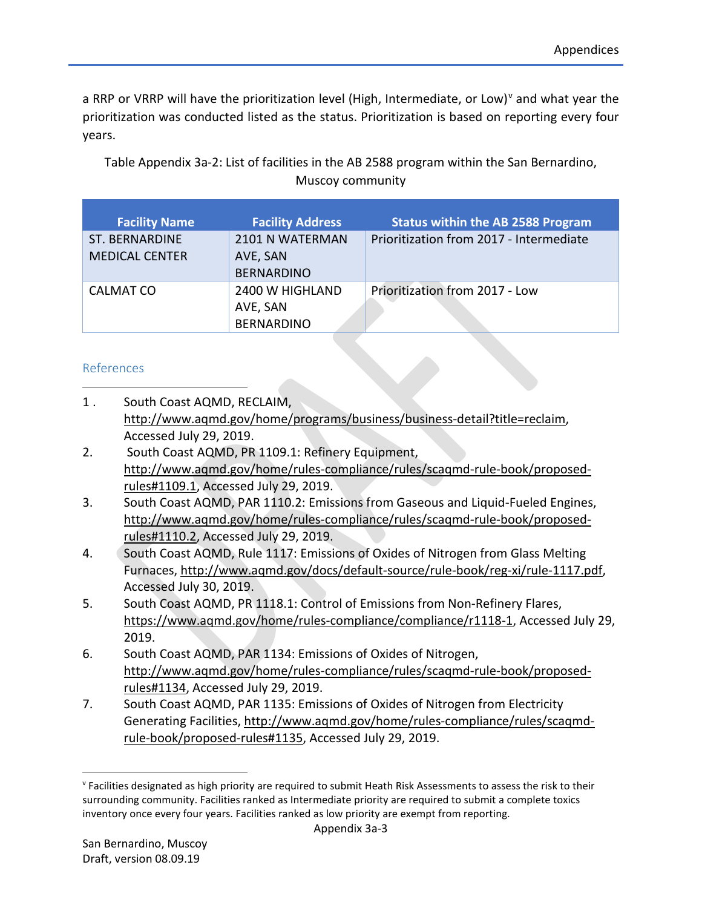a RRP or VRRP will have the prioritization level (High, Intermediate, or Low)[v] and what year the prioritization was conducted listed as the status. Prioritization is based on reporting every four years.

Table Appendix 3a-2: List of facilities in the AB 2588 program within the San Bernardino, Muscoy community

| Facility Name | Facility Address | Status within the AB 2588 Program |
|---|---|---|
| ST. BERNARDINE MEDICAL CENTER | 2101 N WATERMAN AVE, SAN BERNARDINO | Prioritization from 2017 - Intermediate |
| CALMAT CO | 2400 W HIGHLAND AVE, SAN BERNARDINO | Prioritization from 2017 - Low |

## References

1. South Coast AQMD, RECLAIM, http://www.aqmd.gov/home/programs/business/business-detail?title=reclaim, Accessed July 29, 2019.
2. South Coast AQMD, PR 1109.1: Refinery Equipment, http://www.aqmd.gov/home/rules-compliance/rules/scaqmd-rule-book/proposed-rules#1109.1, Accessed July 29, 2019.
3. South Coast AQMD, PAR 1110.2: Emissions from Gaseous and Liquid-Fueled Engines, http://www.aqmd.gov/home/rules-compliance/rules/scaqmd-rule-book/proposed-rules#1110.2, Accessed July 29, 2019.
4. South Coast AQMD, Rule 1117: Emissions of Oxides of Nitrogen from Glass Melting Furnaces, http://www.aqmd.gov/docs/default-source/rule-book/reg-xi/rule-1117.pdf, Accessed July 30, 2019.
5. South Coast AQMD, PR 1118.1: Control of Emissions from Non-Refinery Flares, https://www.aqmd.gov/home/rules-compliance/compliance/r1118-1, Accessed July 29, 2019.
6. South Coast AQMD, PAR 1134: Emissions of Oxides of Nitrogen, http://www.aqmd.gov/home/rules-compliance/rules/scaqmd-rule-book/proposed-rules#1134, Accessed July 29, 2019.
7. South Coast AQMD, PAR 1135: Emissions of Oxides of Nitrogen from Electricity Generating Facilities, http://www.aqmd.gov/home/rules-compliance/rules/scaqmd-rule-book/proposed-rules#1135, Accessed July 29, 2019.

[v] Facilities designated as high priority are required to submit Heath Risk Assessments to assess the risk to their surrounding community. Facilities ranked as Intermediate priority are required to submit a complete toxics inventory once every four years. Facilities ranked as low priority are exempt from reporting.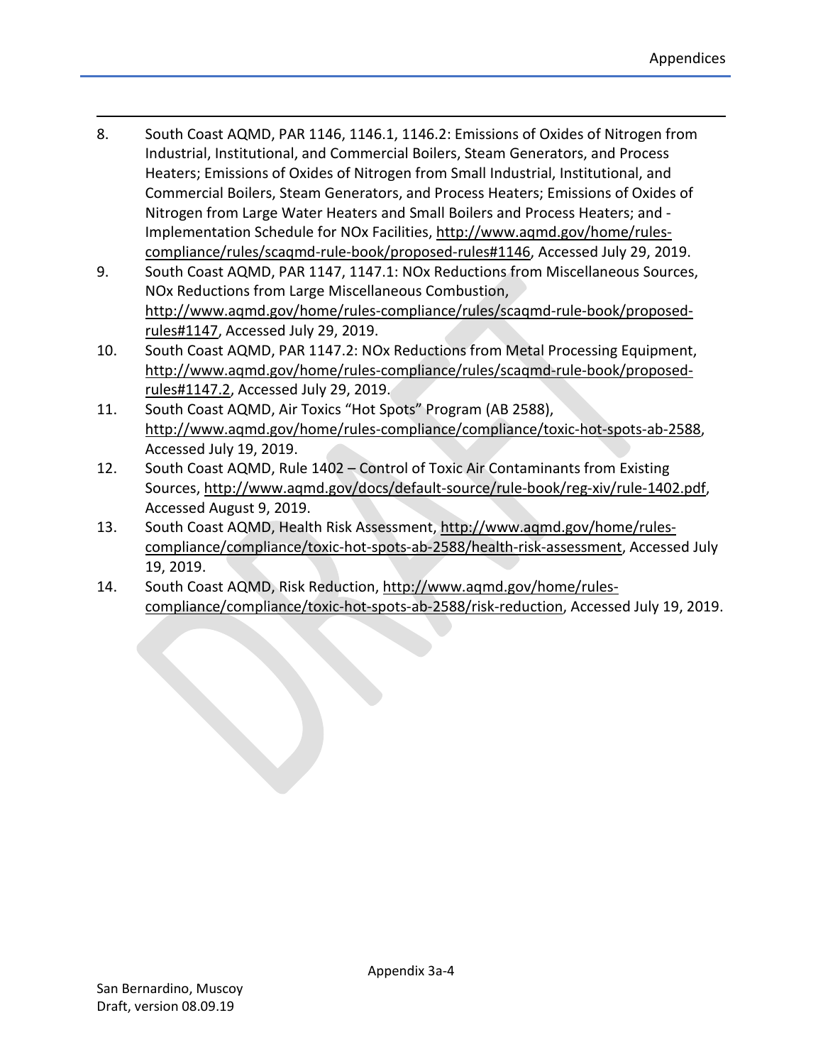8. South Coast AQMD, PAR 1146, 1146.1, 1146.2: Emissions of Oxides of Nitrogen from Industrial, Institutional, and Commercial Boilers, Steam Generators, and Process Heaters; Emissions of Oxides of Nitrogen from Small Industrial, Institutional, and Commercial Boilers, Steam Generators, and Process Heaters; Emissions of Oxides of Nitrogen from Large Water Heaters and Small Boilers and Process Heaters; and - Implementation Schedule for NOx Facilities, http://www.aqmd.gov/home/rules-compliance/rules/scaqmd-rule-book/proposed-rules#1146, Accessed July 29, 2019.
9. South Coast AQMD, PAR 1147, 1147.1: NOx Reductions from Miscellaneous Sources, NOx Reductions from Large Miscellaneous Combustion, http://www.aqmd.gov/home/rules-compliance/rules/scaqmd-rule-book/proposed-rules#1147, Accessed July 29, 2019.
10. South Coast AQMD, PAR 1147.2: NOx Reductions from Metal Processing Equipment, http://www.aqmd.gov/home/rules-compliance/rules/scaqmd-rule-book/proposed-rules#1147.2, Accessed July 29, 2019.
11. South Coast AQMD, Air Toxics "Hot Spots" Program (AB 2588), http://www.aqmd.gov/home/rules-compliance/compliance/toxic-hot-spots-ab-2588, Accessed July 19, 2019.
12. South Coast AQMD, Rule 1402 – Control of Toxic Air Contaminants from Existing Sources, http://www.aqmd.gov/docs/default-source/rule-book/reg-xiv/rule-1402.pdf, Accessed August 9, 2019.
13. South Coast AQMD, Health Risk Assessment, http://www.aqmd.gov/home/rules-compliance/compliance/toxic-hot-spots-ab-2588/health-risk-assessment, Accessed July 19, 2019.
14. South Coast AQMD, Risk Reduction, http://www.aqmd.gov/home/rules-compliance/compliance/toxic-hot-spots-ab-2588/risk-reduction, Accessed July 19, 2019.